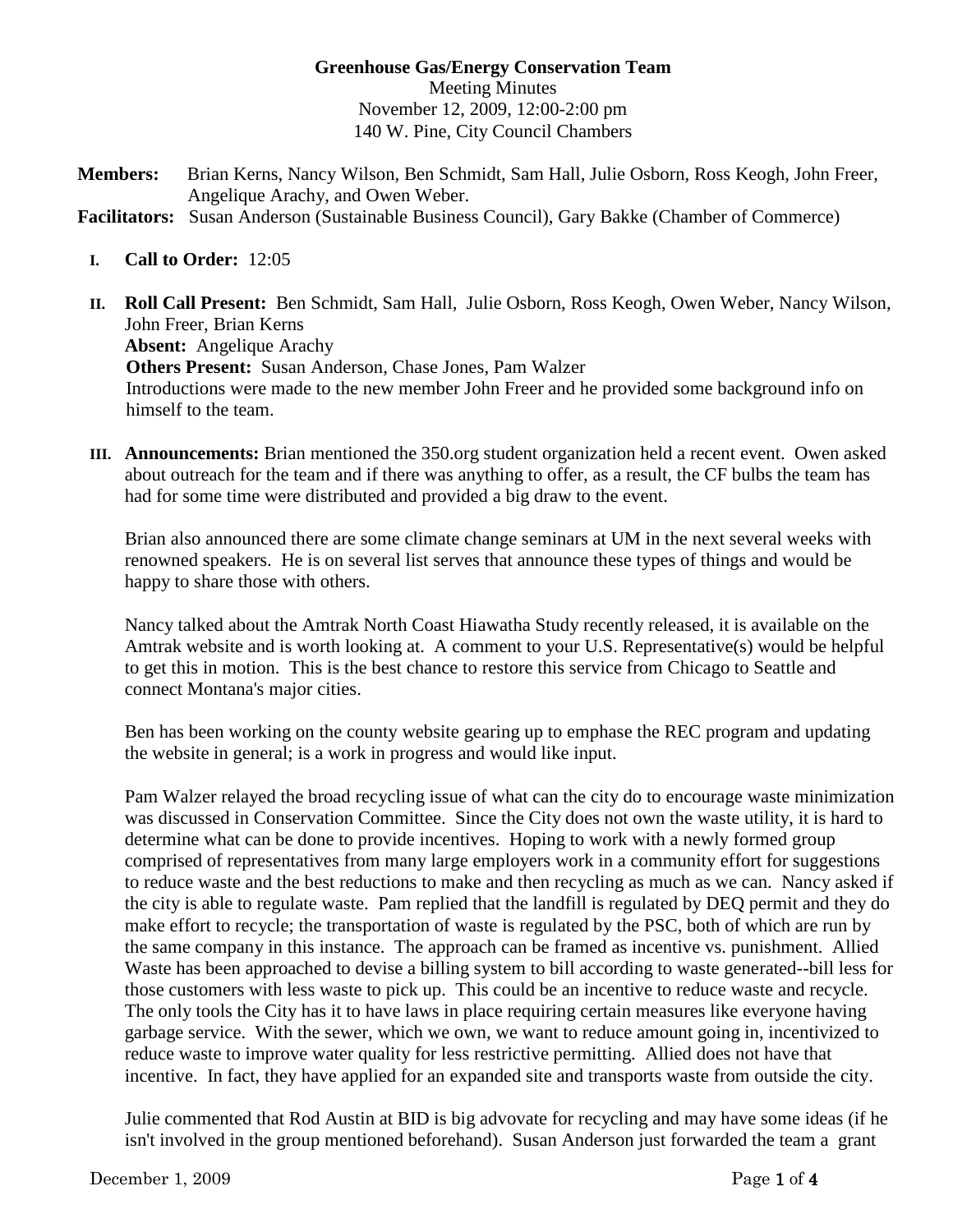**Greenhouse Gas/Energy Conservation Team**

Meeting Minutes
November 12, 2009, 12:00-2:00 pm
140 W. Pine, City Council Chambers

**Members:** Brian Kerns, Nancy Wilson, Ben Schmidt, Sam Hall, Julie Osborn, Ross Keogh, John Freer, Angelique Arachy, and Owen Weber.

**Facilitators:** Susan Anderson (Sustainable Business Council), Gary Bakke (Chamber of Commerce)

I. **Call to Order:** 12:05

II. **Roll Call Present:** Ben Schmidt, Sam Hall, Julie Osborn, Ross Keogh, Owen Weber, Nancy Wilson, John Freer, Brian Kerns
**Absent:** Angelique Arachy
**Others Present:** Susan Anderson, Chase Jones, Pam Walzer
Introductions were made to the new member John Freer and he provided some background info on himself to the team.

III. **Announcements:** Brian mentioned the 350.org student organization held a recent event. Owen asked about outreach for the team and if there was anything to offer, as a result, the CF bulbs the team has had for some time were distributed and provided a big draw to the event.

Brian also announced there are some climate change seminars at UM in the next several weeks with renowned speakers. He is on several list serves that announce these types of things and would be happy to share those with others.

Nancy talked about the Amtrak North Coast Hiawatha Study recently released, it is available on the Amtrak website and is worth looking at. A comment to your U.S. Representative(s) would be helpful to get this in motion. This is the best chance to restore this service from Chicago to Seattle and connect Montana's major cities.

Ben has been working on the county website gearing up to emphase the REC program and updating the website in general; is a work in progress and would like input.

Pam Walzer relayed the broad recycling issue of what can the city do to encourage waste minimization was discussed in Conservation Committee. Since the City does not own the waste utility, it is hard to determine what can be done to provide incentives. Hoping to work with a newly formed group comprised of representatives from many large employers work in a community effort for suggestions to reduce waste and the best reductions to make and then recycling as much as we can. Nancy asked if the city is able to regulate waste. Pam replied that the landfill is regulated by DEQ permit and they do make effort to recycle; the transportation of waste is regulated by the PSC, both of which are run by the same company in this instance. The approach can be framed as incentive vs. punishment. Allied Waste has been approached to devise a billing system to bill according to waste generated--bill less for those customers with less waste to pick up. This could be an incentive to reduce waste and recycle. The only tools the City has it to have laws in place requiring certain measures like everyone having garbage service. With the sewer, which we own, we want to reduce amount going in, incentivized to reduce waste to improve water quality for less restrictive permitting. Allied does not have that incentive. In fact, they have applied for an expanded site and transports waste from outside the city.

Julie commented that Rod Austin at BID is big advovate for recycling and may have some ideas (if he isn't involved in the group mentioned beforehand). Susan Anderson just forwarded the team a grant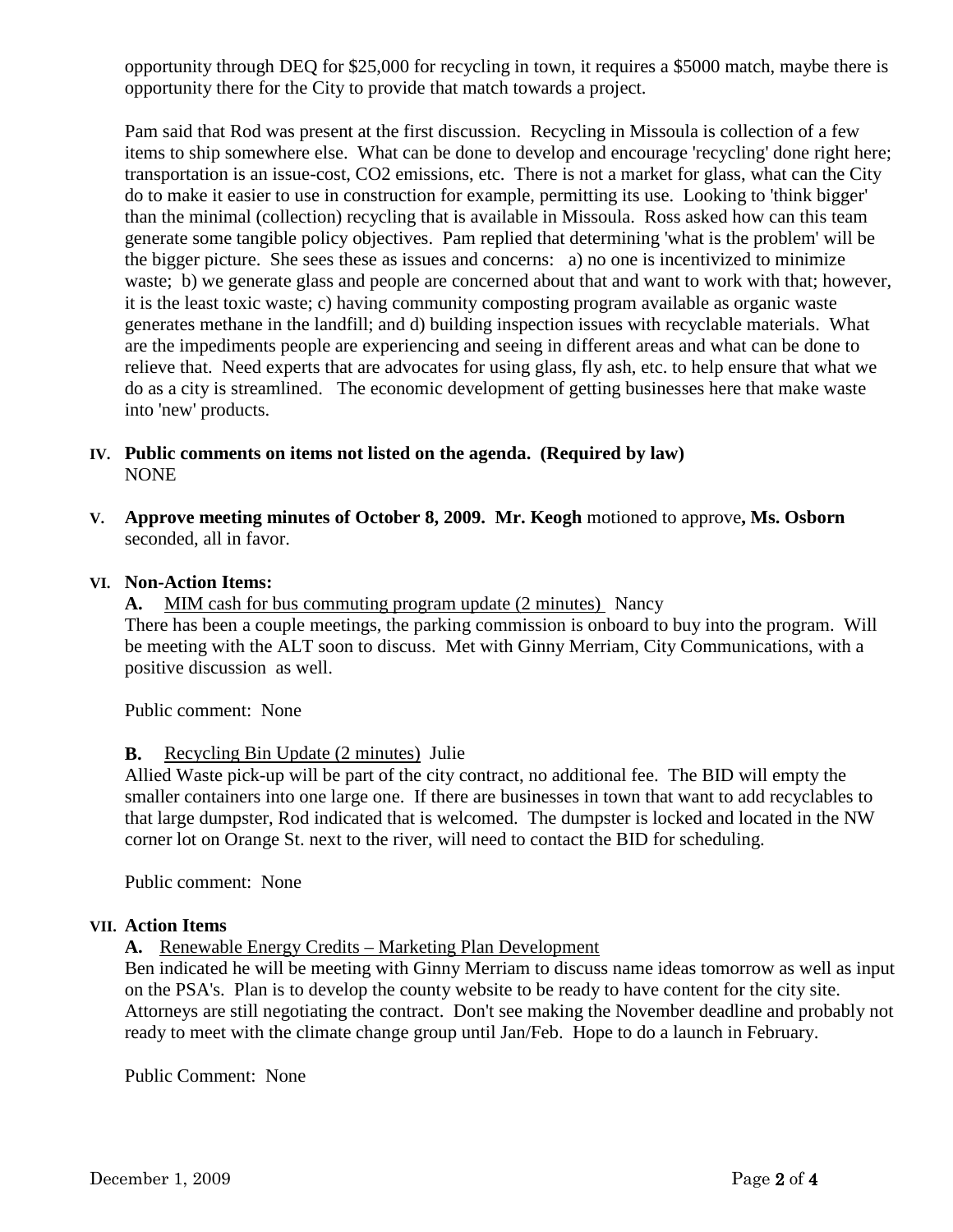opportunity through DEQ for $25,000 for recycling in town, it requires a $5000 match, maybe there is opportunity there for the City to provide that match towards a project.

Pam said that Rod was present at the first discussion. Recycling in Missoula is collection of a few items to ship somewhere else. What can be done to develop and encourage 'recycling' done right here; transportation is an issue-cost, $CO_2$ emissions, etc. There is not a market for glass, what can the City do to make it easier to use in construction for example, permitting its use. Looking to 'think bigger' than the minimal (collection) recycling that is available in Missoula. Ross asked how can this team generate some tangible policy objectives. Pam replied that determining 'what is the problem' will be the bigger picture. She sees these as issues and concerns: a) no one is incentivized to minimize waste; b) we generate glass and people are concerned about that and want to work with that; however, it is the least toxic waste; c) having community composting program available as organic waste generates methane in the landfill; and d) building inspection issues with recyclable materials. What are the impediments people are experiencing and seeing in different areas and what can be done to relieve that. Need experts that are advocates for using glass, fly ash, etc. to help ensure that what we do as a city is streamlined. The economic development of getting businesses here that make waste into 'new' products.

**IV. Public comments on items not listed on the agenda. (Required by law)**
NONE

**V. Approve meeting minutes of October 8, 2009. Mr. Keogh** motioned to approve**, Ms. Osborn** seconded, all in favor.

**VI. Non-Action Items:**

**A.** MIM cash for bus commuting program update (2 minutes) Nancy
There has been a couple meetings, the parking commission is onboard to buy into the program. Will be meeting with the ALT soon to discuss. Met with Ginny Merriam, City Communications, with a positive discussion as well.

Public comment: None

**B.** Recycling Bin Update (2 minutes) Julie
Allied Waste pick-up will be part of the city contract, no additional fee. The BID will empty the smaller containers into one large one. If there are businesses in town that want to add recyclables to that large dumpster, Rod indicated that is welcomed. The dumpster is locked and located in the NW corner lot on Orange St. next to the river, will need to contact the BID for scheduling.

Public comment: None

**VII. Action Items**

**A.** Renewable Energy Credits – Marketing Plan Development
Ben indicated he will be meeting with Ginny Merriam to discuss name ideas tomorrow as well as input on the PSA's. Plan is to develop the county website to be ready to have content for the city site. Attorneys are still negotiating the contract. Don't see making the November deadline and probably not ready to meet with the climate change group until Jan/Feb. Hope to do a launch in February.

Public Comment: None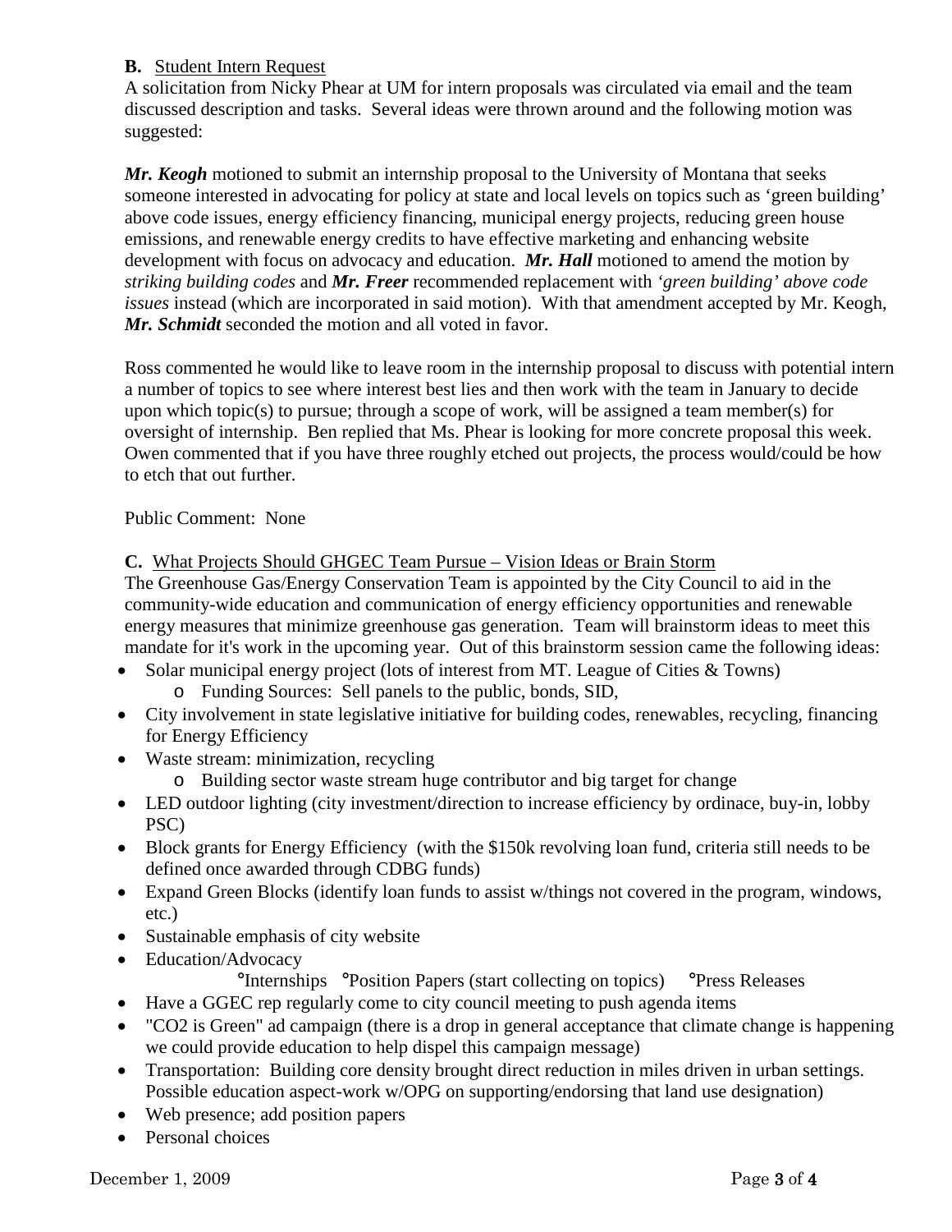**B.** Student Intern Request

A solicitation from Nicky Phear at UM for intern proposals was circulated via email and the team discussed description and tasks. Several ideas were thrown around and the following motion was suggested:

***Mr. Keogh*** motioned to submit an internship proposal to the University of Montana that seeks someone interested in advocating for policy at state and local levels on topics such as 'green building' above code issues, energy efficiency financing, municipal energy projects, reducing green house emissions, and renewable energy credits to have effective marketing and enhancing website development with focus on advocacy and education. ***Mr. Hall*** motioned to amend the motion by *striking building codes* and ***Mr. Freer*** recommended replacement with *'green building' above code issues* instead (which are incorporated in said motion). With that amendment accepted by Mr. Keogh, ***Mr. Schmidt*** seconded the motion and all voted in favor.

Ross commented he would like to leave room in the internship proposal to discuss with potential intern a number of topics to see where interest best lies and then work with the team in January to decide upon which topic(s) to pursue; through a scope of work, will be assigned a team member(s) for oversight of internship. Ben replied that Ms. Phear is looking for more concrete proposal this week. Owen commented that if you have three roughly etched out projects, the process would/could be how to etch that out further.

Public Comment: None

**C.** What Projects Should GHGEC Team Pursue – Vision Ideas or Brain Storm

The Greenhouse Gas/Energy Conservation Team is appointed by the City Council to aid in the community-wide education and communication of energy efficiency opportunities and renewable energy measures that minimize greenhouse gas generation. Team will brainstorm ideas to meet this mandate for it's work in the upcoming year. Out of this brainstorm session came the following ideas:

- Solar municipal energy project (lots of interest from MT. League of Cities & Towns)
  - Funding Sources: Sell panels to the public, bonds, SID,
- City involvement in state legislative initiative for building codes, renewables, recycling, financing for Energy Efficiency
- Waste stream: minimization, recycling
  - Building sector waste stream huge contributor and big target for change
- LED outdoor lighting (city investment/direction to increase efficiency by ordinace, buy-in, lobby PSC)
- Block grants for Energy Efficiency (with the $150k revolving loan fund, criteria still needs to be defined once awarded through CDBG funds)
- Expand Green Blocks (identify loan funds to assist w/things not covered in the program, windows, etc.)
- Sustainable emphasis of city website
- Education/Advocacy
  °Internships °Position Papers (start collecting on topics) °Press Releases
- Have a GGEC rep regularly come to city council meeting to push agenda items
- "CO2 is Green" ad campaign (there is a drop in general acceptance that climate change is happening we could provide education to help dispel this campaign message)
- Transportation: Building core density brought direct reduction in miles driven in urban settings. Possible education aspect-work w/OPG on supporting/endorsing that land use designation)
- Web presence; add position papers
- Personal choices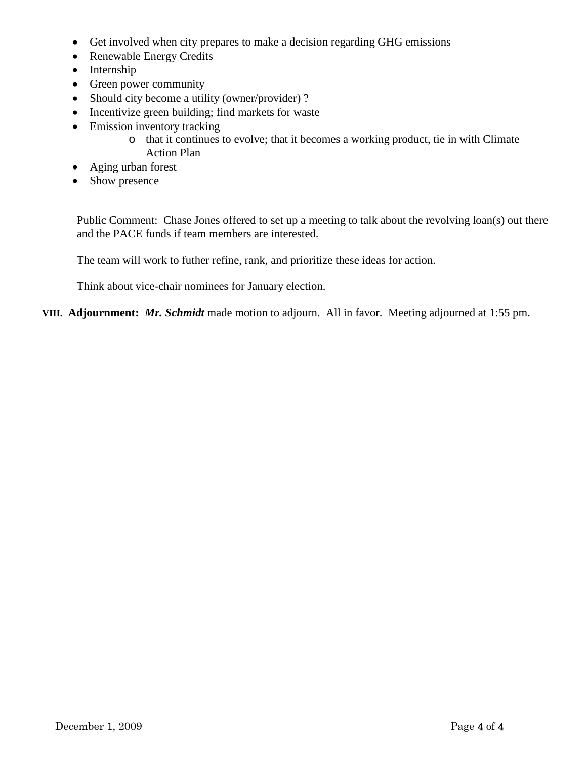- Get involved when city prepares to make a decision regarding GHG emissions
- Renewable Energy Credits
- Internship
- Green power community
- Should city become a utility (owner/provider) ?
- Incentivize green building; find markets for waste
- Emission inventory tracking
    - that it continues to evolve; that it becomes a working product, tie in with Climate Action Plan
- Aging urban forest
- Show presence

Public Comment: Chase Jones offered to set up a meeting to talk about the revolving loan(s) out there and the PACE funds if team members are interested.

The team will work to futher refine, rank, and prioritize these ideas for action.

Think about vice-chair nominees for January election.

**VIII. Adjournment:** ***Mr. Schmidt*** made motion to adjourn. All in favor. Meeting adjourned at 1:55 pm.